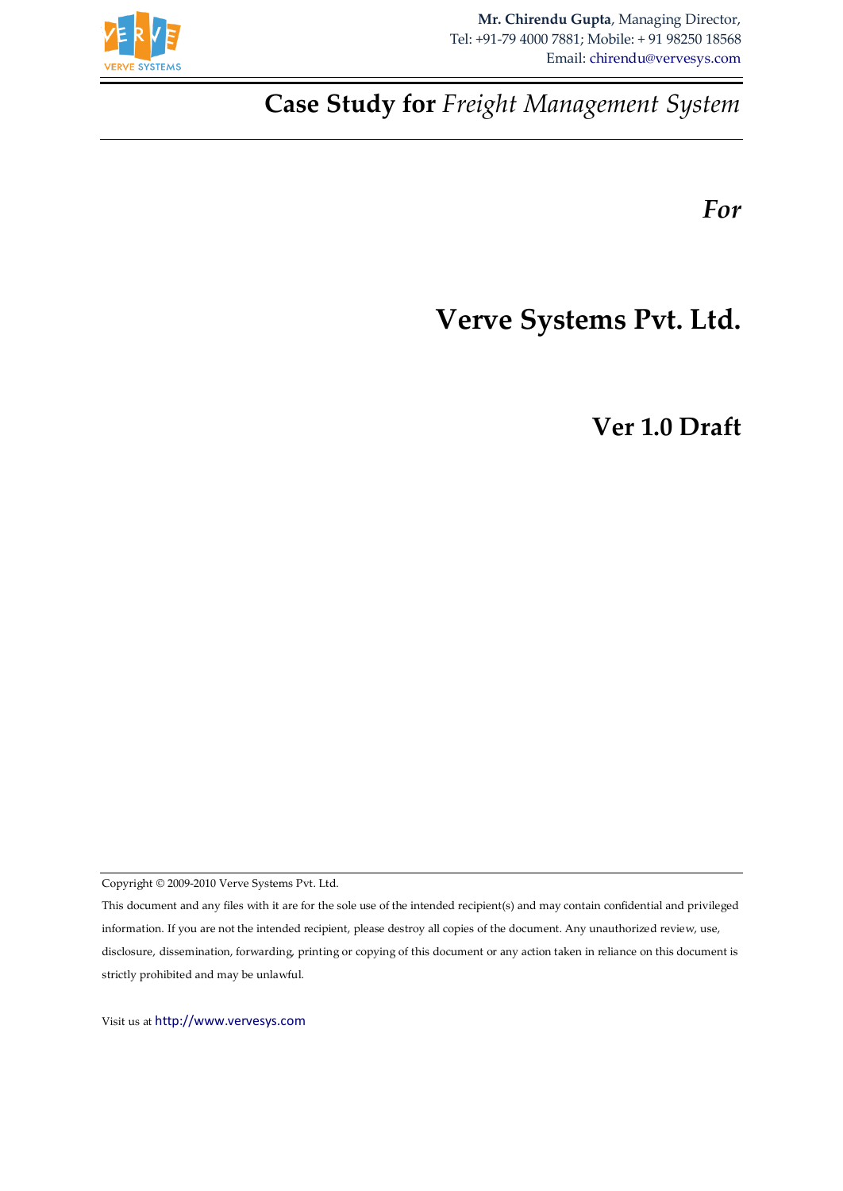**Mr. Chirendu Gupta**, Managing Director,
Tel: +91-79 4000 7881; Mobile: + 91 98250 18568
Email: chirendu@vervesys.com

# Case Study for *Freight Management System*

***For***

# Verve Systems Pvt. Ltd.

## Ver 1.0 Draft

Copyright © 2009-2010 Verve Systems Pvt. Ltd.

This document and any files with it are for the sole use of the intended recipient(s) and may contain confidential and privileged information. If you are not the intended recipient, please destroy all copies of the document. Any unauthorized review, use, disclosure, dissemination, forwarding, printing or copying of this document or any action taken in reliance on this document is strictly prohibited and may be unlawful.

Visit us at http://www.vervesys.com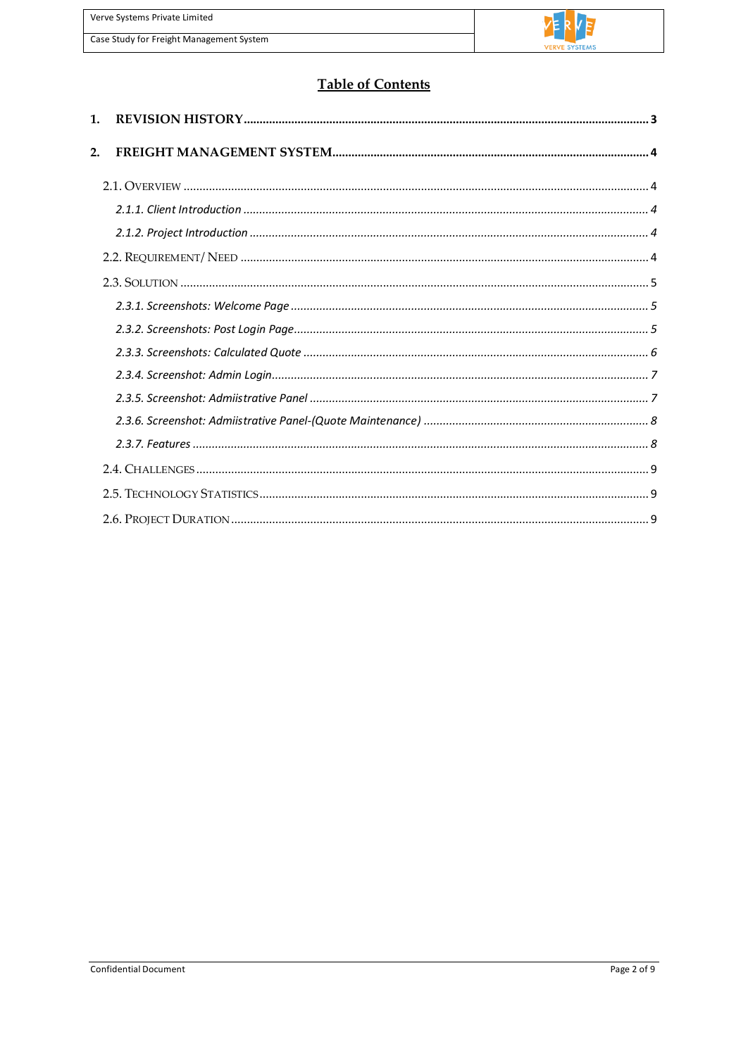# Table of Contents

1. REVISION HISTORY .......... 3
2. FREIGHT MANAGEMENT SYSTEM .......... 4
   - 2.1. OVERVIEW .......... 4
     - *2.1.1. Client Introduction .......... 4*
     - *2.1.2. Project Introduction .......... 4*
   - 2.2. REQUIREMENT/ NEED .......... 4
   - 2.3. SOLUTION .......... 5
     - *2.3.1. Screenshots: Welcome Page .......... 5*
     - *2.3.2. Screenshots: Post Login Page .......... 5*
     - *2.3.3. Screenshots: Calculated Quote .......... 6*
     - *2.3.4. Screenshot: Admin Login .......... 7*
     - *2.3.5. Screenshot: Admiistrative Panel .......... 7*
     - *2.3.6. Screenshot: Admiistrative Panel-(Quote Maintenance) .......... 8*
     - *2.3.7. Features .......... 8*
   - 2.4. CHALLENGES .......... 9
   - 2.5. TECHNOLOGY STATISTICS .......... 9
   - 2.6. PROJECT DURATION .......... 9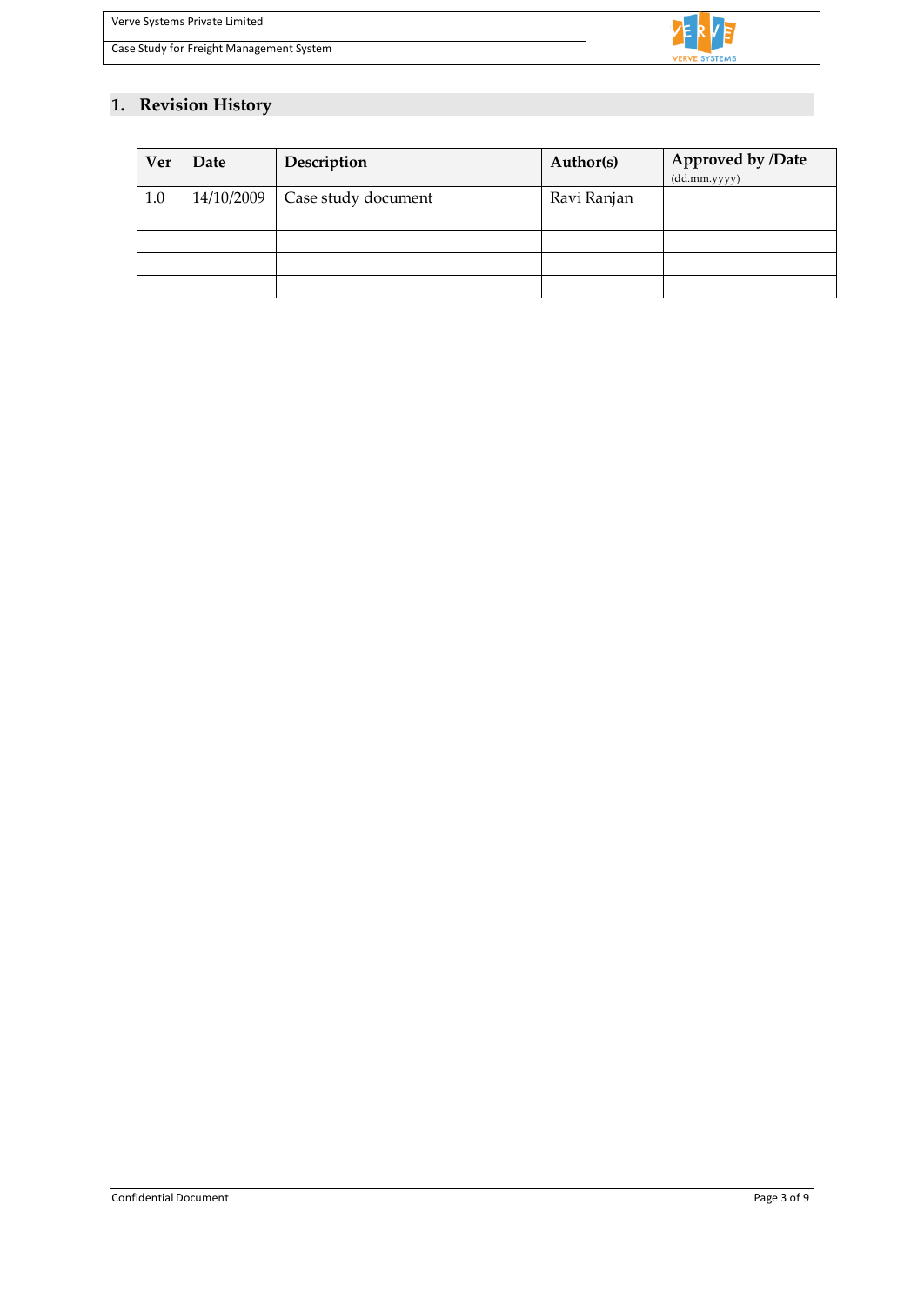# 1. Revision History

| Ver | Date | Description | Author(s) | Approved by /Date (dd.mm.yyyy) |
|---|---|---|---|---|
| 1.0 | 14/10/2009 | Case study document | Ravi Ranjan | |
| | | | | |
| | | | | |
| | | | | |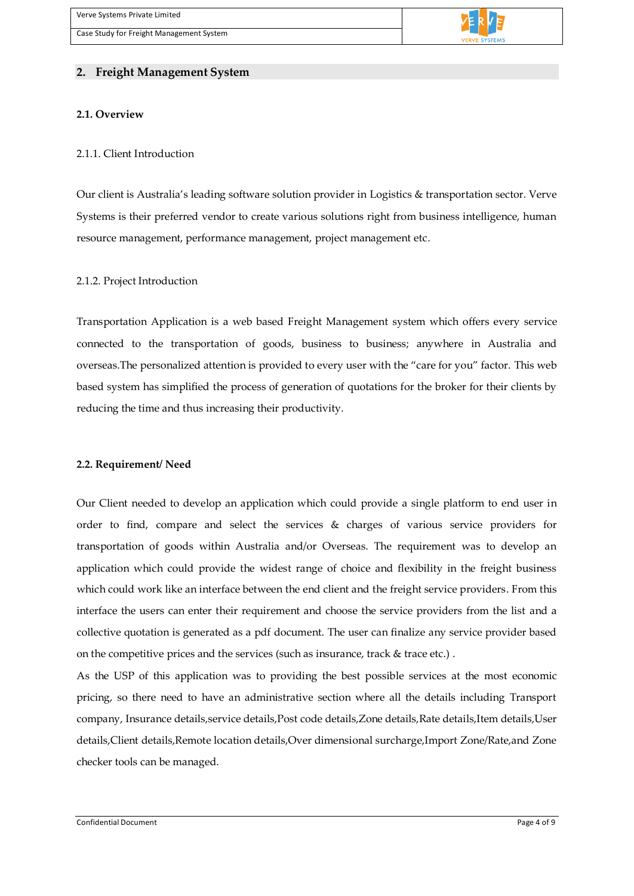## 2. Freight Management System

### 2.1. Overview

#### 2.1.1. Client Introduction

Our client is Australia's leading software solution provider in Logistics & transportation sector. Verve Systems is their preferred vendor to create various solutions right from business intelligence, human resource management, performance management, project management etc.

#### 2.1.2. Project Introduction

Transportation Application is a web based Freight Management system which offers every service connected to the transportation of goods, business to business; anywhere in Australia and overseas.The personalized attention is provided to every user with the "care for you" factor. This web based system has simplified the process of generation of quotations for the broker for their clients by reducing the time and thus increasing their productivity.

### 2.2. Requirement/ Need

Our Client needed to develop an application which could provide a single platform to end user in order to find, compare and select the services & charges of various service providers for transportation of goods within Australia and/or Overseas. The requirement was to develop an application which could provide the widest range of choice and flexibility in the freight business which could work like an interface between the end client and the freight service providers. From this interface the users can enter their requirement and choose the service providers from the list and a collective quotation is generated as a pdf document. The user can finalize any service provider based on the competitive prices and the services (such as insurance, track & trace etc.) .

As the USP of this application was to providing the best possible services at the most economic pricing, so there need to have an administrative section where all the details including Transport company, Insurance details,service details,Post code details,Zone details,Rate details,Item details,User details,Client details,Remote location details,Over dimensional surcharge,Import Zone/Rate,and Zone checker tools can be managed.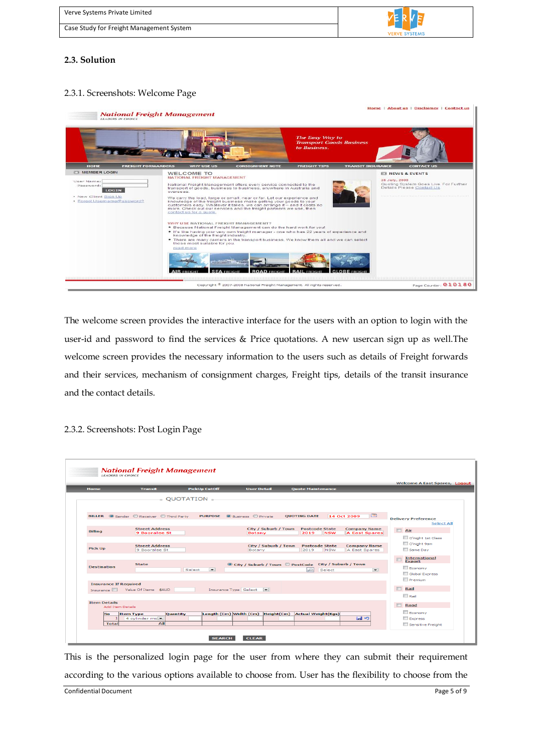## 2.3. Solution

### 2.3.1. Screenshots: Welcome Page

The welcome screen provides the interactive interface for the users with an option to login with the user-id and password to find the services & Price quotations. A new usercan sign up as well.The welcome screen provides the necessary information to the users such as details of Freight forwards and their services, mechanism of consignment charges, Freight tips, details of the transit insurance and the contact details.

### 2.3.2. Screenshots: Post Login Page

This is the personalized login page for the user from where they can submit their requirement according to the various options available to choose from. User has the flexibility to choose from the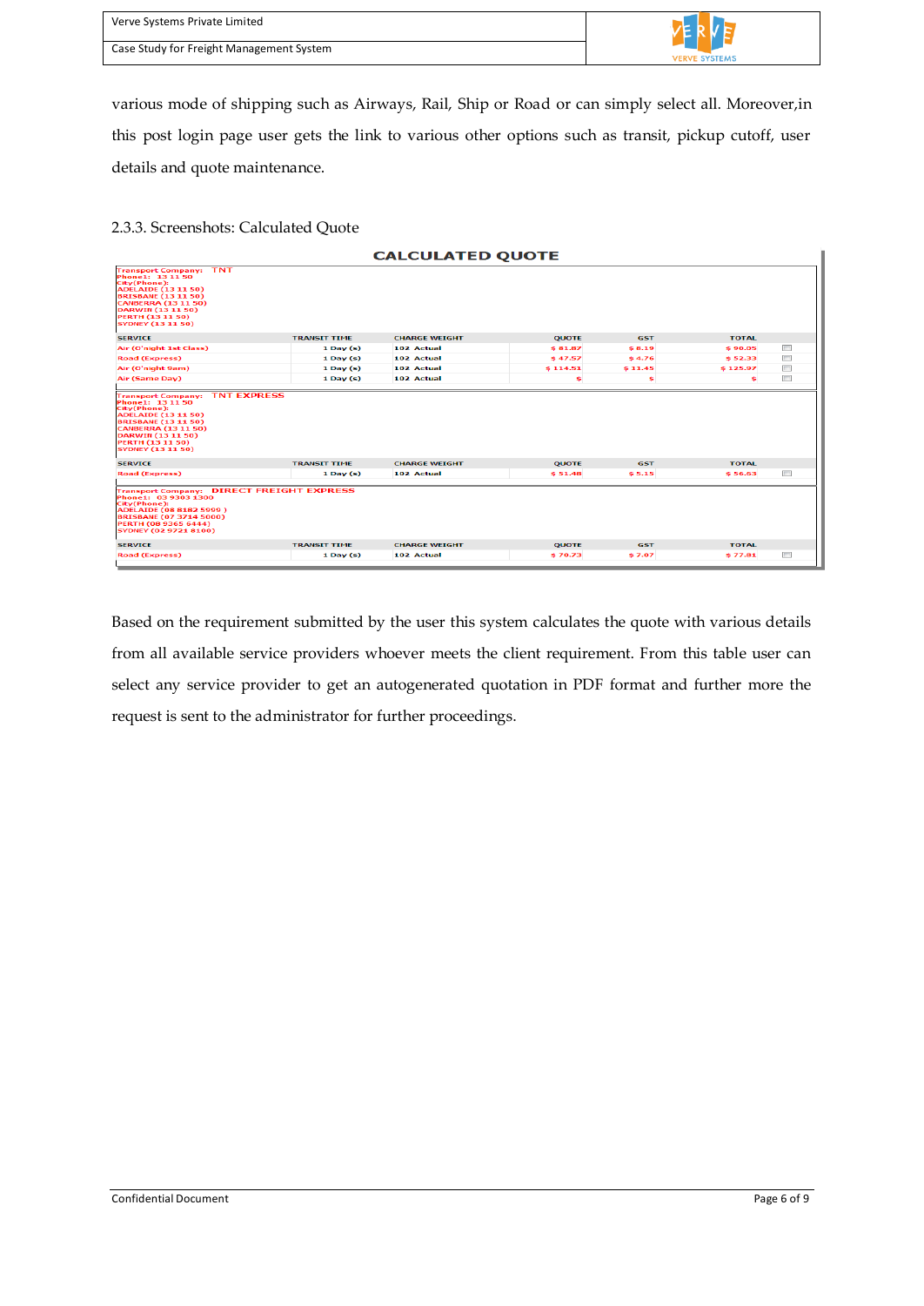various mode of shipping such as Airways, Rail, Ship or Road or can simply select all. Moreover,in this post login page user gets the link to various other options such as transit, pickup cutoff, user details and quote maintenance.

2.3.3. Screenshots: Calculated Quote

**CALCULATED QUOTE**

Transport Company: TNT
Phone1: 13 11 50
City(Phone):
ADELAIDE (13 11 50)
BRISBANE (13 11 50)
CANBERRA (13 11 50)
DARWIN (13 11 50)
PERTH (13 11 50)
SYDNEY (13 11 50)

| SERVICE | TRANSIT TIME | CHARGE WEIGHT | QUOTE | GST | TOTAL | |
|---|---|---|---|---|---|---|
| Air (O'night 1st Class) | 1 Day (s) | 102 Actual | $ 81.87 | $ 8.19 | $ 90.05 | ☐ |
| Road (Express) | 1 Day (s) | 102 Actual | $ 47.57 | $ 4.76 | $ 52.33 | ☐ |
| Air (O'night 9am) | 1 Day (s) | 102 Actual | $ 114.51 | $ 11.45 | $ 125.97 | ☐ |
| Air (Same Day) | 1 Day (s) | 102 Actual | $ | $ | $ | ☐ |

Transport Company: TNT EXPRESS
Phone1: 13 11 50
City(Phone):
ADELAIDE (13 11 50)
BRISBANE (13 11 50)
CANBERRA (13 11 50)
DARWIN (13 11 50)
PERTH (13 11 50)
SYDNEY (13 11 50)

| SERVICE | TRANSIT TIME | CHARGE WEIGHT | QUOTE | GST | TOTAL | |
|---|---|---|---|---|---|---|
| Road (Express) | 1 Day (s) | 102 Actual | $ 51.48 | $ 5.15 | $ 56.63 | ☐ |

Transport Company: DIRECT FREIGHT EXPRESS
Phone1: 03 9303 1300
City(Phone):
ADELAIDE (08 8182 5999 )
BRISBANE (07 3714 5000)
PERTH (08 9365 6444)
SYDNEY (02 9721 8100)

| SERVICE | TRANSIT TIME | CHARGE WEIGHT | QUOTE | GST | TOTAL | |
|---|---|---|---|---|---|---|
| Road (Express) | 1 Day (s) | 102 Actual | $ 70.73 | $ 7.07 | $ 77.81 | ☐ |

Based on the requirement submitted by the user this system calculates the quote with various details from all available service providers whoever meets the client requirement. From this table user can select any service provider to get an autogenerated quotation in PDF format and further more the request is sent to the administrator for further proceedings.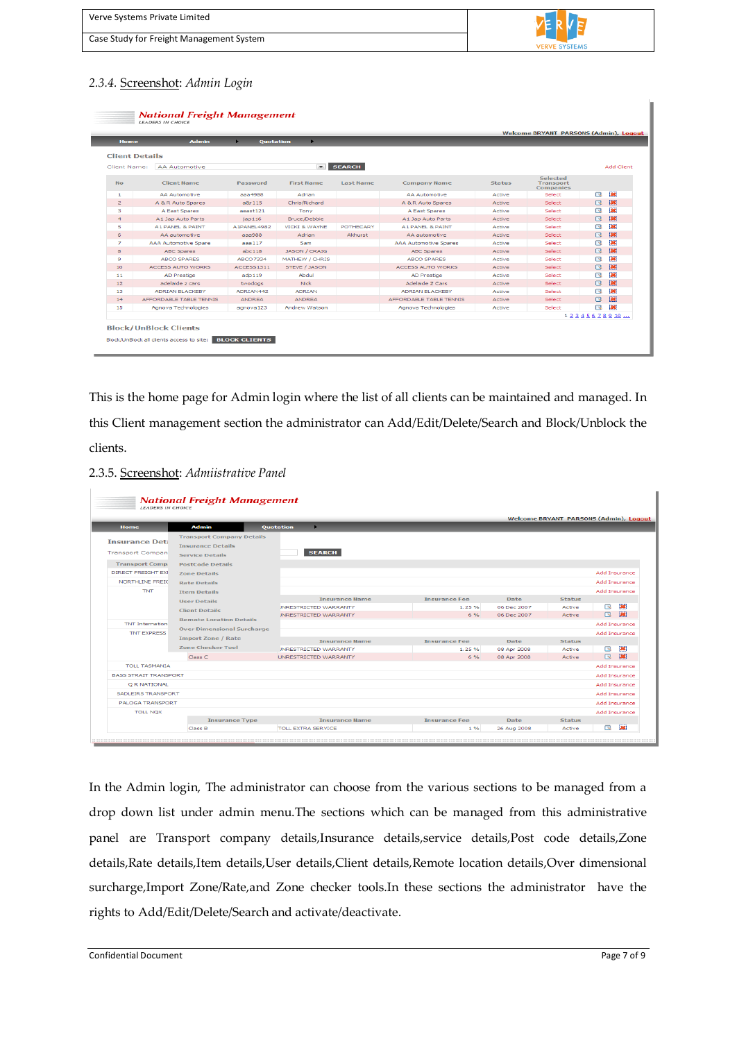### 2.3.4. Screenshot: *Admin Login*

This is the home page for Admin login where the list of all clients can be maintained and managed. In this Client management section the administrator can Add/Edit/Delete/Search and Block/Unblock the clients.

### 2.3.5. Screenshot: *Admiistrative Panel*

In the Admin login, The administrator can choose from the various sections to be managed from a drop down list under admin menu.The sections which can be managed from this administrative panel are Transport company details,Insurance details,service details,Post code details,Zone details,Rate details,Item details,User details,Client details,Remote location details,Over dimensional surcharge,Import Zone/Rate,and Zone checker tools.In these sections the administrator have the rights to Add/Edit/Delete/Search and activate/deactivate.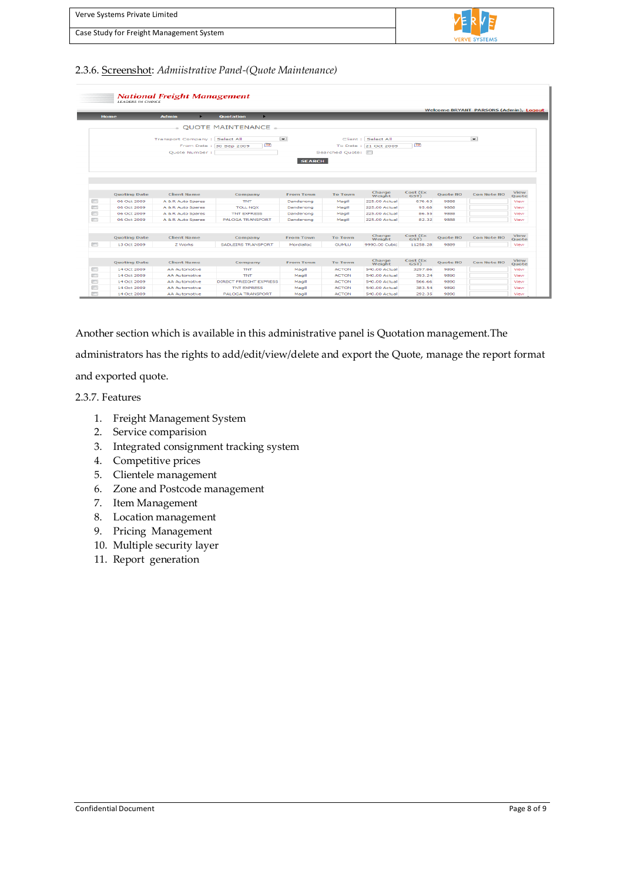2.3.6. Screenshot: *Admiistrative Panel-(Quote Maintenance)*

Another section which is available in this administrative panel is Quotation management.The administrators has the rights to add/edit/view/delete and export the Quote, manage the report format and exported quote.

2.3.7. Features

1. Freight Management System
2. Service comparision
3. Integrated consignment tracking system
4. Competitive prices
5. Clientele management
6. Zone and Postcode management
7. Item Management
8. Location management
9. Pricing Management
10. Multiple security layer
11. Report generation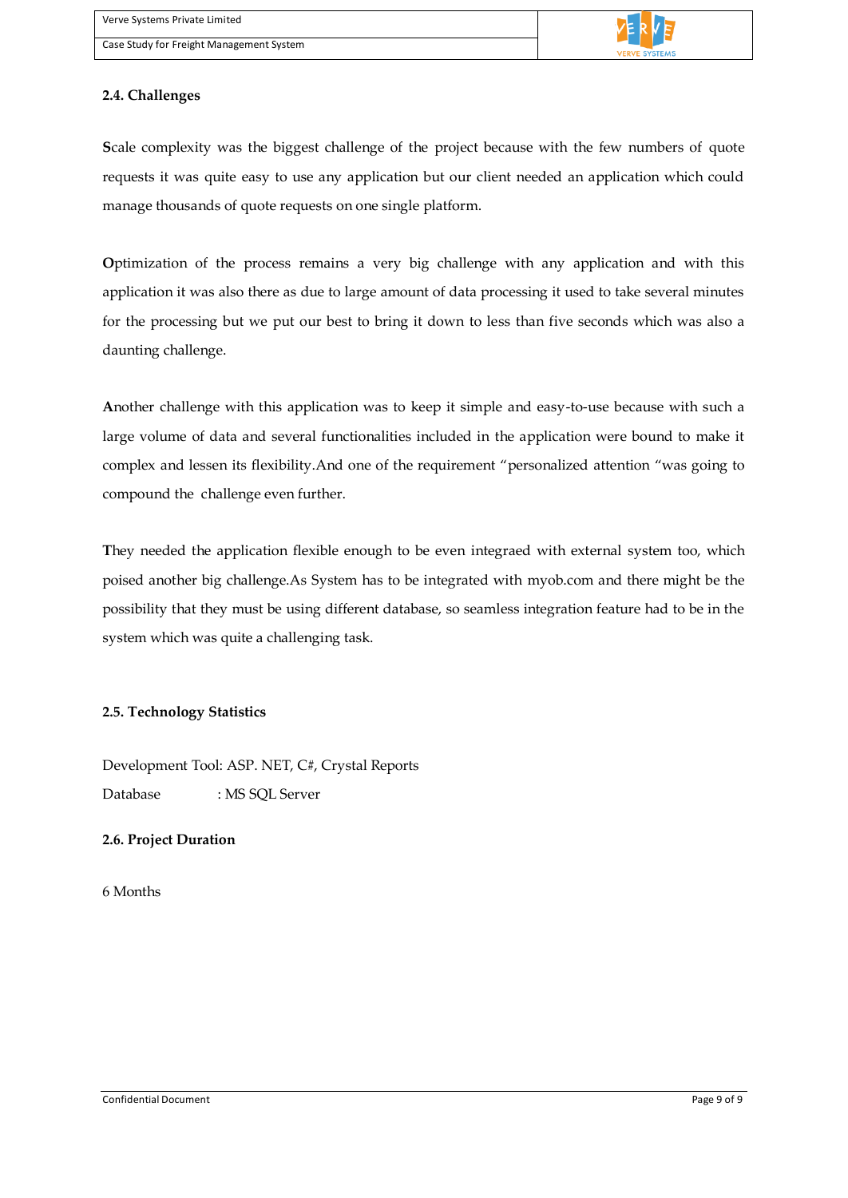### 2.4. Challenges

**S**cale complexity was the biggest challenge of the project because with the few numbers of quote requests it was quite easy to use any application but our client needed an application which could manage thousands of quote requests on one single platform.

**O**ptimization of the process remains a very big challenge with any application and with this application it was also there as due to large amount of data processing it used to take several minutes for the processing but we put our best to bring it down to less than five seconds which was also a daunting challenge.

**A**nother challenge with this application was to keep it simple and easy-to-use because with such a large volume of data and several functionalities included in the application were bound to make it complex and lessen its flexibility.And one of the requirement "personalized attention "was going to compound the challenge even further.

**T**hey needed the application flexible enough to be even integraed with external system too, which poised another big challenge.As System has to be integrated with myob.com and there might be the possibility that they must be using different database, so seamless integration feature had to be in the system which was quite a challenging task.

### 2.5. Technology Statistics

Development Tool: ASP. NET, C#, Crystal Reports
Database : MS SQL Server

### 2.6. Project Duration

6 Months